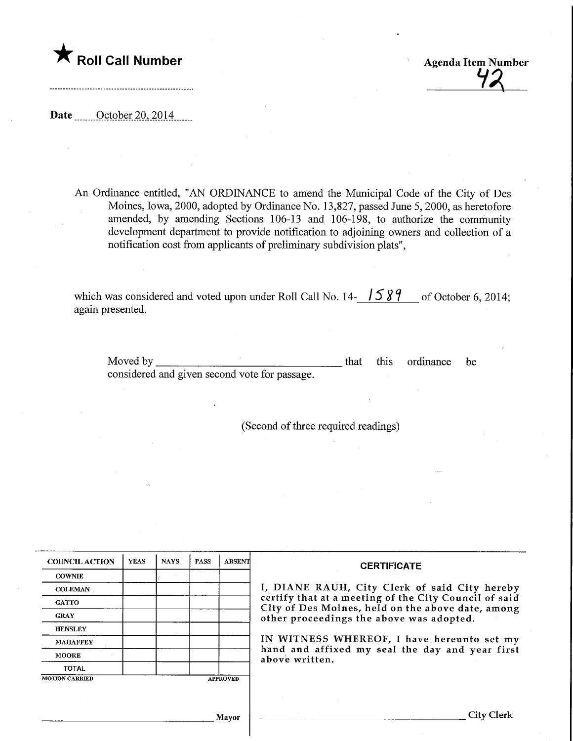★ **Roll Call Number**

**Agenda Item Number**
42

**Date** October 20, 2014

An Ordinance entitled, "AN ORDINANCE to amend the Municipal Code of the City of Des Moines, Iowa, 2000, adopted by Ordinance No. 13,827, passed June 5, 2000, as heretofore amended, by amending Sections 106-13 and 106-198, to authorize the community development department to provide notification to adjoining owners and collection of a notification cost from applicants of preliminary subdivision plats",

which was considered and voted upon under Roll Call No. 14-1589 of October 6, 2014; again presented.

Moved by ______________________ that this ordinance be considered and given second vote for passage.

(Second of three required readings)

| COUNCIL ACTION | YEAS | NAYS | PASS | ABSENT |
|---|---|---|---|---|
| COWNIE | | | | |
| COLEMAN | | | | |
| GATTO | | | | |
| GRAY | | | | |
| HENSLEY | | | | |
| MAHAFFEY | | | | |
| MOORE | | | | |
| TOTAL | | | | |

MOTION CARRIED APPROVED

______________________ Mayor

**CERTIFICATE**

I, DIANE RAUH, City Clerk of said City hereby certify that at a meeting of the City Council of said City of Des Moines, held on the above date, among other proceedings the above was adopted.

IN WITNESS WHEREOF, I have hereunto set my hand and affixed my seal the day and year first above written.

______________________ City Clerk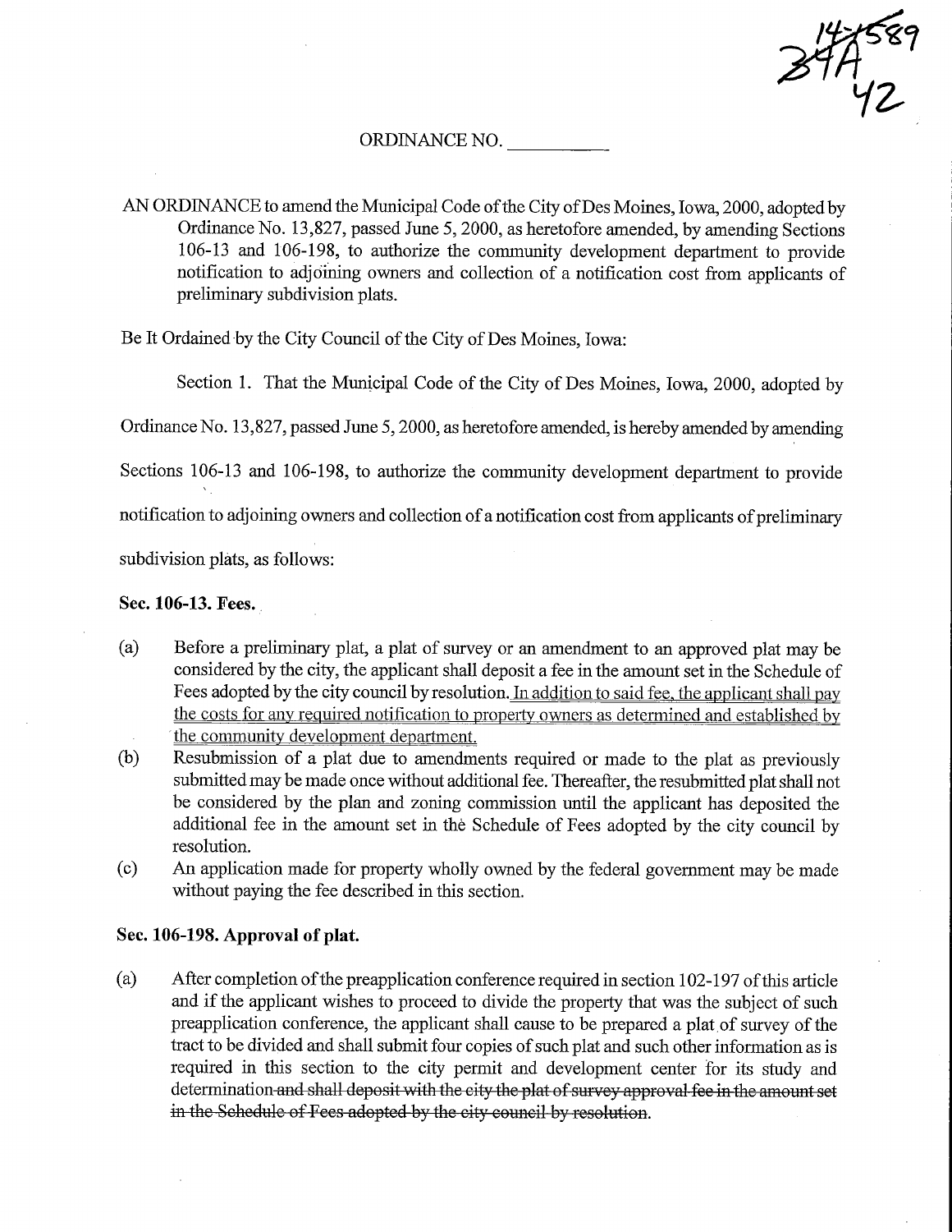14-1589
34A
42

ORDINANCE NO. \_\_\_\_\_\_\_\_\_\_

AN ORDINANCE to amend the Municipal Code of the City of Des Moines, Iowa, 2000, adopted by Ordinance No. 13,827, passed June 5, 2000, as heretofore amended, by amending Sections 106-13 and 106-198, to authorize the community development department to provide notification to adjoining owners and collection of a notification cost from applicants of preliminary subdivision plats.

Be It Ordained by the City Council of the City of Des Moines, Iowa:

Section 1. That the Municipal Code of the City of Des Moines, Iowa, 2000, adopted by Ordinance No. 13,827, passed June 5, 2000, as heretofore amended, is hereby amended by amending Sections 106-13 and 106-198, to authorize the community development department to provide notification to adjoining owners and collection of a notification cost from applicants of preliminary subdivision plats, as follows:

**Sec. 106-13. Fees.**

(a) Before a preliminary plat, a plat of survey or an amendment to an approved plat may be considered by the city, the applicant shall deposit a fee in the amount set in the Schedule of Fees adopted by the city council by resolution. <u>In addition to said fee, the applicant shall pay the costs for any required notification to property owners as determined and established by the community development department.</u>

(b) Resubmission of a plat due to amendments required or made to the plat as previously submitted may be made once without additional fee. Thereafter, the resubmitted plat shall not be considered by the plan and zoning commission until the applicant has deposited the additional fee in the amount set in the Schedule of Fees adopted by the city council by resolution.

(c) An application made for property wholly owned by the federal government may be made without paying the fee described in this section.

**Sec. 106-198. Approval of plat.**

(a) After completion of the preapplication conference required in section 102-197 of this article and if the applicant wishes to proceed to divide the property that was the subject of such preapplication conference, the applicant shall cause to be prepared a plat of survey of the tract to be divided and shall submit four copies of such plat and such other information as is required in this section to the city permit and development center for its study and determination~~ and shall deposit with the city the plat of survey approval fee in the amount set in the Schedule of Fees adopted by the city council by resolution~~.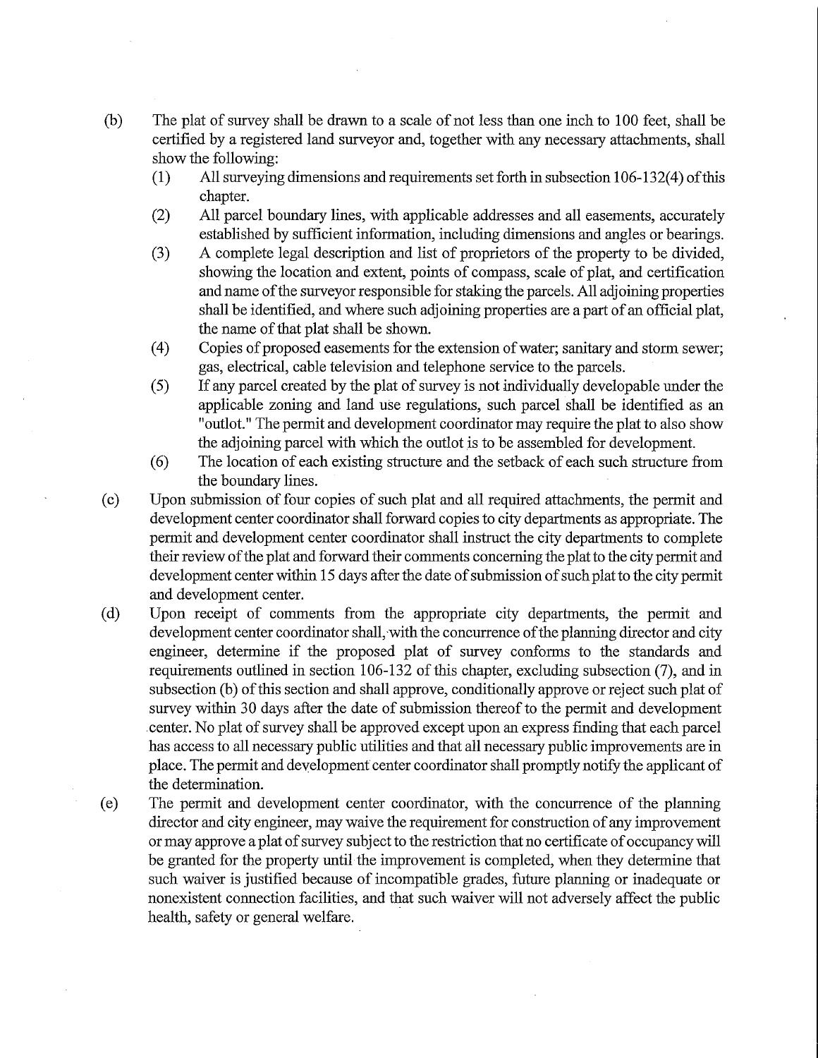(b) The plat of survey shall be drawn to a scale of not less than one inch to 100 feet, shall be certified by a registered land surveyor and, together with any necessary attachments, shall show the following:

   (1) All surveying dimensions and requirements set forth in subsection 106-132(4) of this chapter.

   (2) All parcel boundary lines, with applicable addresses and all easements, accurately established by sufficient information, including dimensions and angles or bearings.

   (3) A complete legal description and list of proprietors of the property to be divided, showing the location and extent, points of compass, scale of plat, and certification and name of the surveyor responsible for staking the parcels. All adjoining properties shall be identified, and where such adjoining properties are a part of an official plat, the name of that plat shall be shown.

   (4) Copies of proposed easements for the extension of water; sanitary and storm sewer; gas, electrical, cable television and telephone service to the parcels.

   (5) If any parcel created by the plat of survey is not individually developable under the applicable zoning and land use regulations, such parcel shall be identified as an "outlot." The permit and development coordinator may require the plat to also show the adjoining parcel with which the outlot is to be assembled for development.

   (6) The location of each existing structure and the setback of each such structure from the boundary lines.

(c) Upon submission of four copies of such plat and all required attachments, the permit and development center coordinator shall forward copies to city departments as appropriate. The permit and development center coordinator shall instruct the city departments to complete their review of the plat and forward their comments concerning the plat to the city permit and development center within 15 days after the date of submission of such plat to the city permit and development center.

(d) Upon receipt of comments from the appropriate city departments, the permit and development center coordinator shall, with the concurrence of the planning director and city engineer, determine if the proposed plat of survey conforms to the standards and requirements outlined in section 106-132 of this chapter, excluding subsection (7), and in subsection (b) of this section and shall approve, conditionally approve or reject such plat of survey within 30 days after the date of submission thereof to the permit and development center. No plat of survey shall be approved except upon an express finding that each parcel has access to all necessary public utilities and that all necessary public improvements are in place. The permit and development center coordinator shall promptly notify the applicant of the determination.

(e) The permit and development center coordinator, with the concurrence of the planning director and city engineer, may waive the requirement for construction of any improvement or may approve a plat of survey subject to the restriction that no certificate of occupancy will be granted for the property until the improvement is completed, when they determine that such waiver is justified because of incompatible grades, future planning or inadequate or nonexistent connection facilities, and that such waiver will not adversely affect the public health, safety or general welfare.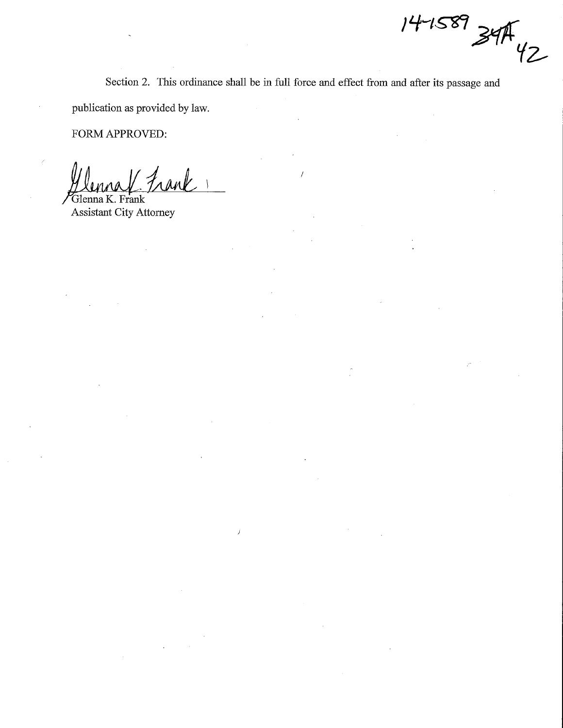14-1589 34A 42

Section 2. This ordinance shall be in full force and effect from and after its passage and publication as provided by law.

FORM APPROVED:

Glenna K. Frank
Assistant City Attorney